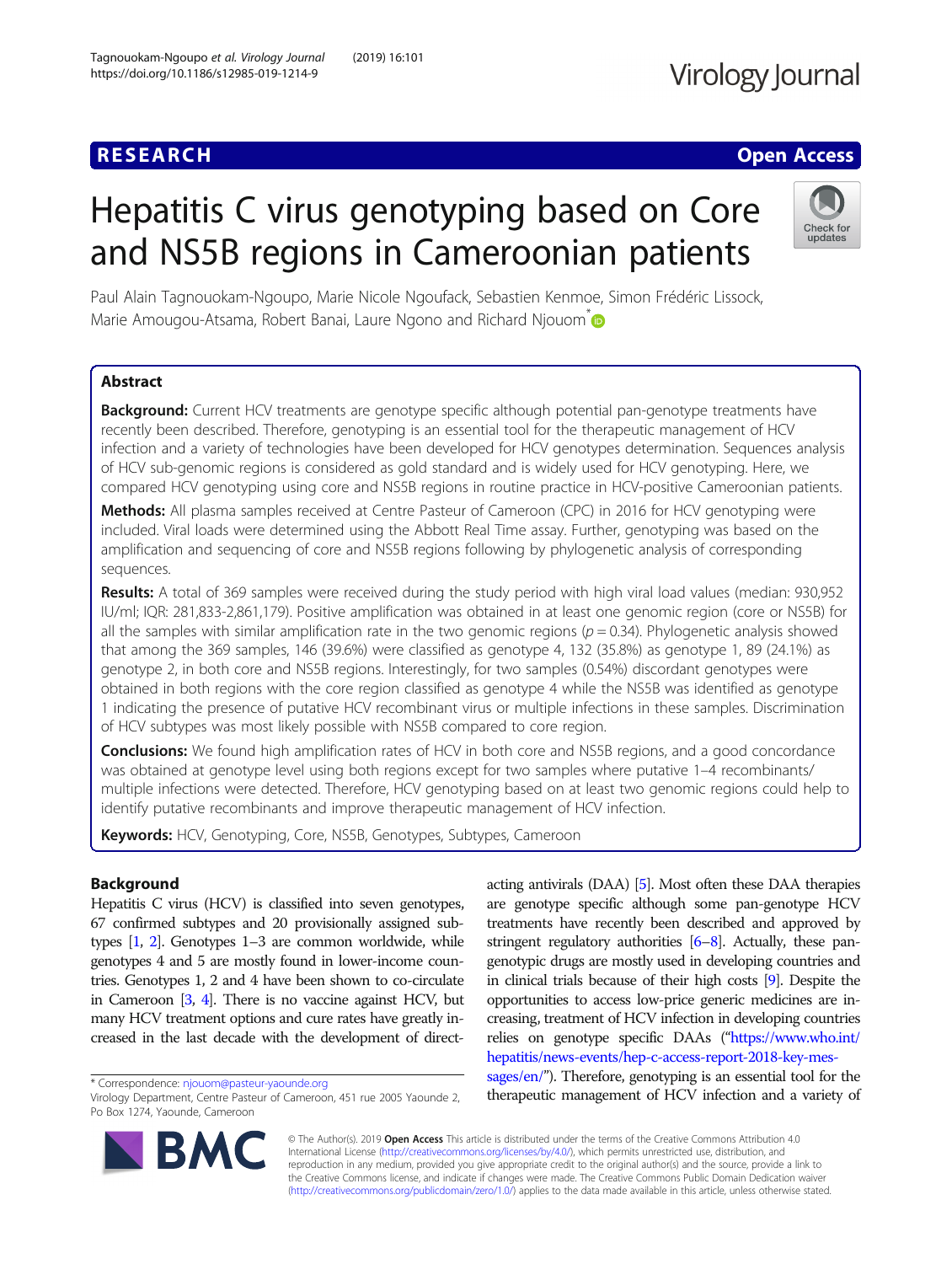RESEARCH Open Access

# Hepatitis C virus genotyping based on Core and NS5B regions in Cameroonian patients

Paul Alain Tagnouokam-Ngoupo, Marie Nicole Ngoufack, Sebastien Kenmoe, Simon Frédéric Lissock, Marie Amougou-Atsama, Robert Banai, Laure Ngono and Richard Njouom*

## Abstract

**Background:** Current HCV treatments are genotype specific although potential pan-genotype treatments have recently been described. Therefore, genotyping is an essential tool for the therapeutic management of HCV infection and a variety of technologies have been developed for HCV genotypes determination. Sequences analysis of HCV sub-genomic regions is considered as gold standard and is widely used for HCV genotyping. Here, we compared HCV genotyping using core and NS5B regions in routine practice in HCV-positive Cameroonian patients.

**Methods:** All plasma samples received at Centre Pasteur of Cameroon (CPC) in 2016 for HCV genotyping were included. Viral loads were determined using the Abbott Real Time assay. Further, genotyping was based on the amplification and sequencing of core and NS5B regions following by phylogenetic analysis of corresponding sequences.

**Results:** A total of 369 samples were received during the study period with high viral load values (median: 930,952 IU/ml; IQR: 281,833-2,861,179). Positive amplification was obtained in at least one genomic region (core or NS5B) for all the samples with similar amplification rate in the two genomic regions ($p = 0.34$). Phylogenetic analysis showed that among the 369 samples, 146 (39.6%) were classified as genotype 4, 132 (35.8%) as genotype 1, 89 (24.1%) as genotype 2, in both core and NS5B regions. Interestingly, for two samples (0.54%) discordant genotypes were obtained in both regions with the core region classified as genotype 4 while the NS5B was identified as genotype 1 indicating the presence of putative HCV recombinant virus or multiple infections in these samples. Discrimination of HCV subtypes was most likely possible with NS5B compared to core region.

**Conclusions:** We found high amplification rates of HCV in both core and NS5B regions, and a good concordance was obtained at genotype level using both regions except for two samples where putative 1–4 recombinants/multiple infections were detected. Therefore, HCV genotyping based on at least two genomic regions could help to identify putative recombinants and improve therapeutic management of HCV infection.

**Keywords:** HCV, Genotyping, Core, NS5B, Genotypes, Subtypes, Cameroon

## Background

Hepatitis C virus (HCV) is classified into seven genotypes, 67 confirmed subtypes and 20 provisionally assigned subtypes [1, 2]. Genotypes 1–3 are common worldwide, while genotypes 4 and 5 are mostly found in lower-income countries. Genotypes 1, 2 and 4 have been shown to co-circulate in Cameroon [3, 4]. There is no vaccine against HCV, but many HCV treatment options and cure rates have greatly increased in the last decade with the development of direct-acting antivirals (DAA) [5]. Most often these DAA therapies are genotype specific although some pan-genotype HCV treatments have recently been described and approved by stringent regulatory authorities [6–8]. Actually, these pan-genotypic drugs are mostly used in developing countries and in clinical trials because of their high costs [9]. Despite the opportunities to access low-price generic medicines are increasing, treatment of HCV infection in developing countries relies on genotype specific DAAs ("https://www.who.int/hepatitis/news-events/hep-c-access-report-2018-key-messages/en/"). Therefore, genotyping is an essential tool for the therapeutic management of HCV infection and a variety of

* Correspondence: njouom@pasteur-yaounde.org
Virology Department, Centre Pasteur of Cameroon, 451 rue 2005 Yaounde 2, Po Box 1274, Yaounde, Cameroon

© The Author(s). 2019 **Open Access** This article is distributed under the terms of the Creative Commons Attribution 4.0 International License (http://creativecommons.org/licenses/by/4.0/), which permits unrestricted use, distribution, and reproduction in any medium, provided you give appropriate credit to the original author(s) and the source, provide a link to the Creative Commons license, and indicate if changes were made. The Creative Commons Public Domain Dedication waiver (http://creativecommons.org/publicdomain/zero/1.0/) applies to the data made available in this article, unless otherwise stated.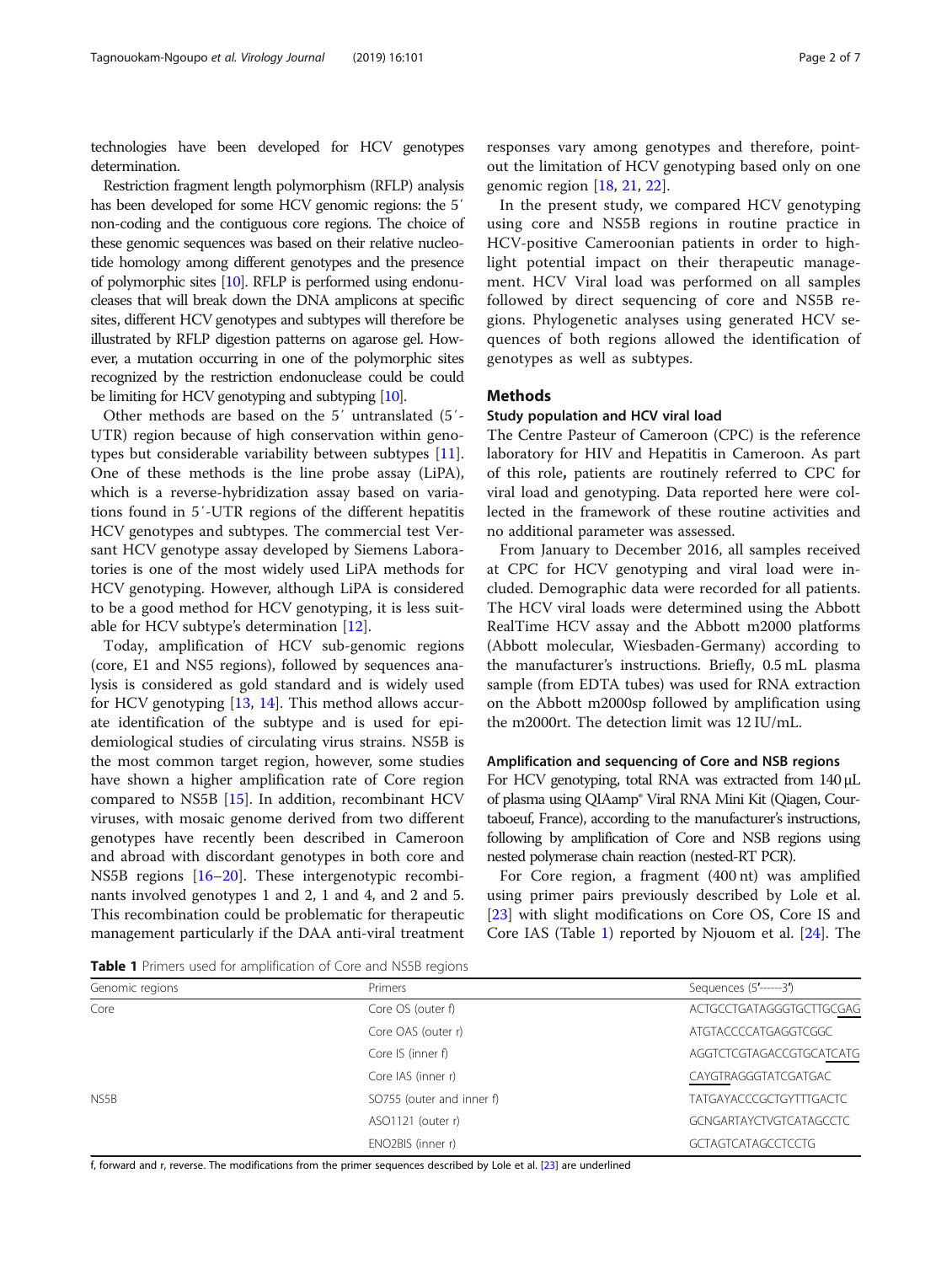technologies have been developed for HCV genotypes determination.

Restriction fragment length polymorphism (RFLP) analysis has been developed for some HCV genomic regions: the 5′ non-coding and the contiguous core regions. The choice of these genomic sequences was based on their relative nucleotide homology among different genotypes and the presence of polymorphic sites [10]. RFLP is performed using endonucleases that will break down the DNA amplicons at specific sites, different HCV genotypes and subtypes will therefore be illustrated by RFLP digestion patterns on agarose gel. However, a mutation occurring in one of the polymorphic sites recognized by the restriction endonuclease could be could be limiting for HCV genotyping and subtyping [10].

Other methods are based on the 5′ untranslated (5′-UTR) region because of high conservation within genotypes but considerable variability between subtypes [11]. One of these methods is the line probe assay (LiPA), which is a reverse-hybridization assay based on variations found in 5′-UTR regions of the different hepatitis HCV genotypes and subtypes. The commercial test Versant HCV genotype assay developed by Siemens Laboratories is one of the most widely used LiPA methods for HCV genotyping. However, although LiPA is considered to be a good method for HCV genotyping, it is less suitable for HCV subtype's determination [12].

Today, amplification of HCV sub-genomic regions (core, E1 and NS5 regions), followed by sequences analysis is considered as gold standard and is widely used for HCV genotyping [13, 14]. This method allows accurate identification of the subtype and is used for epidemiological studies of circulating virus strains. NS5B is the most common target region, however, some studies have shown a higher amplification rate of Core region compared to NS5B [15]. In addition, recombinant HCV viruses, with mosaic genome derived from two different genotypes have recently been described in Cameroon and abroad with discordant genotypes in both core and NS5B regions [16–20]. These intergenotypic recombinants involved genotypes 1 and 2, 1 and 4, and 2 and 5. This recombination could be problematic for therapeutic management particularly if the DAA anti-viral treatment responses vary among genotypes and therefore, point-out the limitation of HCV genotyping based only on one genomic region [18, 21, 22].

In the present study, we compared HCV genotyping using core and NS5B regions in routine practice in HCV-positive Cameroonian patients in order to highlight potential impact on their therapeutic management. HCV Viral load was performed on all samples followed by direct sequencing of core and NS5B regions. Phylogenetic analyses using generated HCV sequences of both regions allowed the identification of genotypes as well as subtypes.

## Methods

### Study population and HCV viral load

The Centre Pasteur of Cameroon (CPC) is the reference laboratory for HIV and Hepatitis in Cameroon. As part of this role**,** patients are routinely referred to CPC for viral load and genotyping. Data reported here were collected in the framework of these routine activities and no additional parameter was assessed.

From January to December 2016, all samples received at CPC for HCV genotyping and viral load were included. Demographic data were recorded for all patients. The HCV viral loads were determined using the Abbott RealTime HCV assay and the Abbott m2000 platforms (Abbott molecular, Wiesbaden-Germany) according to the manufacturer's instructions. Briefly, 0.5 mL plasma sample (from EDTA tubes) was used for RNA extraction on the Abbott m2000sp followed by amplification using the m2000rt. The detection limit was 12 IU/mL.

### Amplification and sequencing of Core and NSB regions

For HCV genotyping, total RNA was extracted from 140 μL of plasma using QIAamp® Viral RNA Mini Kit (Qiagen, Courtaboeuf, France), according to the manufacturer's instructions, following by amplification of Core and NSB regions using nested polymerase chain reaction (nested-RT PCR).

For Core region, a fragment (400 nt) was amplified using primer pairs previously described by Lole et al. [23] with slight modifications on Core OS, Core IS and Core IAS (Table 1) reported by Njouom et al. [24]. The

**Table 1** Primers used for amplification of Core and NS5B regions

| Genomic regions | Primers | Sequences (5′------3′) |
| --- | --- | --- |
| Core | Core OS (outer f) | ACTGCCTGATAGGGTGCTTGCGAG |
| | Core OAS (outer r) | ATGTACCCCATGAGGTCGGC |
| | Core IS (inner f) | AGGTCTCGTAGACCGTGCATCATG |
| | Core IAS (inner r) | CAYGTRAGGGTATCGATGAC |
| NS5B | SO755 (outer and inner f) | TATGAYACCCGCTGYTTTGACTC |
| | ASO1121 (outer r) | GCNGARTAYCTVGTCATAGCCTC |
| | ENO2BIS (inner r) | GCTAGTCATAGCCTCCTG |

f, forward and r, reverse. The modifications from the primer sequences described by Lole et al. [23] are underlined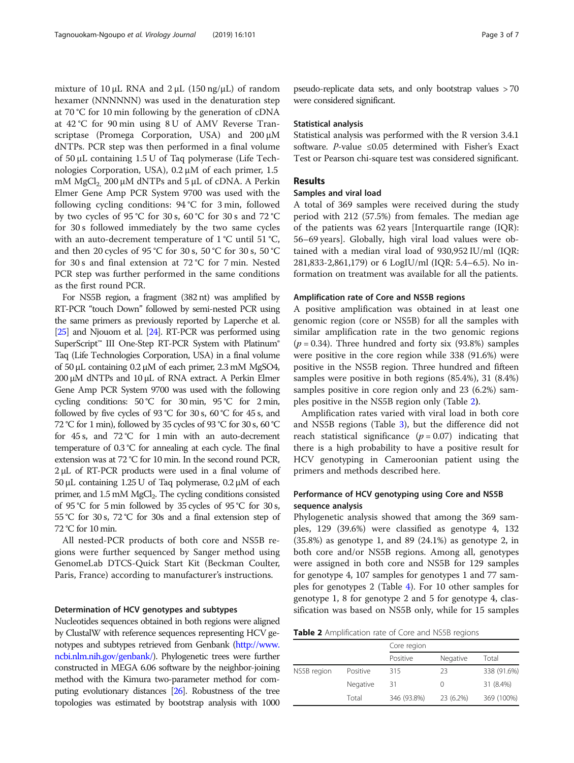mixture of 10 µL RNA and 2 µL (150 ng/µL) of random hexamer (NNNNNN) was used in the denaturation step at 70 °C for 10 min following by the generation of cDNA at 42 °C for 90 min using 8 U of AMV Reverse Transcriptase (Promega Corporation, USA) and 200 µM dNTPs. PCR step was then performed in a final volume of 50 µL containing 1.5 U of Taq polymerase (Life Technologies Corporation, USA), 0.2 µM of each primer, 1.5 mM $MgCl_2$, 200 µM dNTPs and 5 µL of cDNA. A Perkin Elmer Gene Amp PCR System 9700 was used with the following cycling conditions: 94 °C for 3 min, followed by two cycles of 95 °C for 30 s, 60 °C for 30 s and 72 °C for 30 s followed immediately by the two same cycles with an auto-decrement temperature of 1 °C until 51 °C, and then 20 cycles of 95 °C for 30 s, 50 °C for 30 s, 50 °C for 30 s and final extension at 72 °C for 7 min. Nested PCR step was further performed in the same conditions as the first round PCR.

For NS5B region, a fragment (382 nt) was amplified by RT-PCR "touch Down" followed by semi-nested PCR using the same primers as previously reported by Laperche et al. [25] and Njouom et al. [24]. RT-PCR was performed using SuperScript™ III One-Step RT-PCR System with Platinum® Taq (Life Technologies Corporation, USA) in a final volume of 50 µL containing 0.2 µM of each primer, 2.3 mM MgSO4, 200 µM dNTPs and 10 µL of RNA extract. A Perkin Elmer Gene Amp PCR System 9700 was used with the following cycling conditions: 50 °C for 30 min, 95 °C for 2 min, followed by five cycles of 93 °C for 30 s, 60 °C for 45 s, and 72 °C for 1 min), followed by 35 cycles of 93 °C for 30 s, 60 °C for 45 s, and 72 °C for 1 min with an auto-decrement temperature of 0.3 °C for annealing at each cycle. The final extension was at 72 °C for 10 min. In the second round PCR, 2 µL of RT-PCR products were used in a final volume of 50 µL containing 1.25 U of Taq polymerase, 0.2 µM of each primer, and 1.5 mM $MgCl_2$. The cycling conditions consisted of 95 °C for 5 min followed by 35 cycles of 95 °C for 30 s, 55 °C for 30 s, 72 °C for 30s and a final extension step of 72 °C for 10 min.

All nested-PCR products of both core and NS5B regions were further sequenced by Sanger method using GenomeLab DTCS-Quick Start Kit (Beckman Coulter, Paris, France) according to manufacturer's instructions.

### Determination of HCV genotypes and subtypes

Nucleotides sequences obtained in both regions were aligned by ClustalW with reference sequences representing HCV genotypes and subtypes retrieved from Genbank (http://www.ncbi.nlm.nih.gov/genbank/). Phylogenetic trees were further constructed in MEGA 6.06 software by the neighbor-joining method with the Kimura two-parameter method for computing evolutionary distances [26]. Robustness of the tree topologies was estimated by bootstrap analysis with 1000 pseudo-replicate data sets, and only bootstrap values > 70 were considered significant.

### Statistical analysis

Statistical analysis was performed with the R version 3.4.1 software. *P*-value ≤0.05 determined with Fisher's Exact Test or Pearson chi-square test was considered significant.

## Results

### Samples and viral load

A total of 369 samples were received during the study period with 212 (57.5%) from females. The median age of the patients was 62 years [Interquartile range (IQR): 56–69 years]. Globally, high viral load values were obtained with a median viral load of 930,952 IU/ml (IQR: 281,833-2,861,179) or 6 LogIU/ml (IQR: 5.4–6.5). No information on treatment was available for all the patients.

### Amplification rate of Core and NS5B regions

A positive amplification was obtained in at least one genomic region (core or NS5B) for all the samples with similar amplification rate in the two genomic regions ($p = 0.34$). Three hundred and forty six (93.8%) samples were positive in the core region while 338 (91.6%) were positive in the NS5B region. Three hundred and fifteen samples were positive in both regions (85.4%), 31 (8.4%) samples positive in core region only and 23 (6.2%) samples positive in the NS5B region only (Table 2).

Amplification rates varied with viral load in both core and NS5B regions (Table 3), but the difference did not reach statistical significance ($p = 0.07$) indicating that there is a high probability to have a positive result for HCV genotyping in Cameroonian patient using the primers and methods described here.

### Performance of HCV genotyping using Core and NS5B sequence analysis

Phylogenetic analysis showed that among the 369 samples, 129 (39.6%) were classified as genotype 4, 132 (35.8%) as genotype 1, and 89 (24.1%) as genotype 2, in both core and/or NS5B regions. Among all, genotypes were assigned in both core and NS5B for 129 samples for genotype 4, 107 samples for genotypes 1 and 77 samples for genotypes 2 (Table 4). For 10 other samples for genotype 1, 8 for genotype 2 and 5 for genotype 4, classification was based on NS5B only, while for 15 samples

**Table 2** Amplification rate of Core and NS5B regions

| | | Core region | | |
|---|---|---|---|---|
| | | Positive | Negative | Total |
| NS5B region | Positive | 315 | 23 | 338 (91.6%) |
| | Negative | 31 | 0 | 31 (8.4%) |
| | Total | 346 (93.8%) | 23 (6.2%) | 369 (100%) |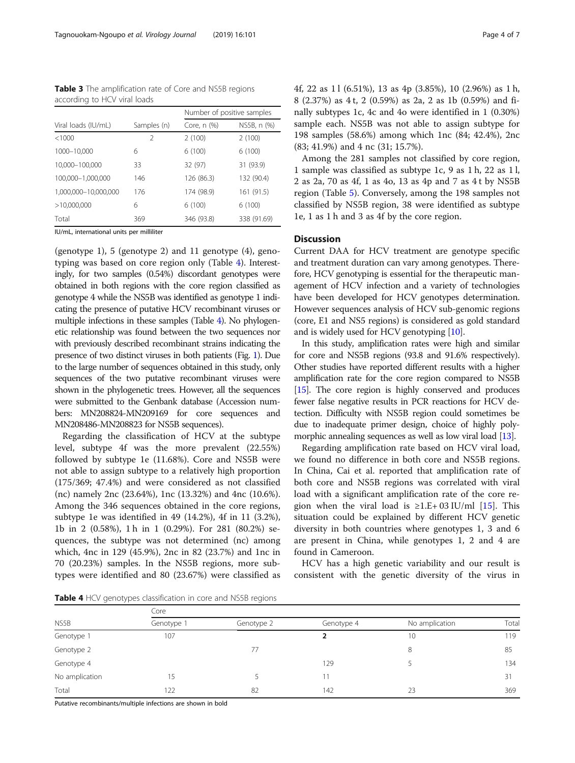**Table 3** The amplification rate of Core and NS5B regions according to HCV viral loads

| Viral loads (IU/mL) | Samples (n) | Number of positive samples | |
|---|---|---|---|
| | | Core, n (%) | NS5B, n (%) |
| <1000 | 2 | 2 (100) | 2 (100) |
| 1000–10,000 | 6 | 6 (100) | 6 (100) |
| 10,000–100,000 | 33 | 32 (97) | 31 (93.9) |
| 100,000–1,000,000 | 146 | 126 (86.3) | 132 (90.4) |
| 1,000,000–10,000,000 | 176 | 174 (98.9) | 161 (91.5) |
| >10,000,000 | 6 | 6 (100) | 6 (100) |
| Total | 369 | 346 (93.8) | 338 (91.69) |

IU/mL, international units per milliliter

(genotype 1), 5 (genotype 2) and 11 genotype (4), genotyping was based on core region only (Table 4). Interestingly, for two samples (0.54%) discordant genotypes were obtained in both regions with the core region classified as genotype 4 while the NS5B was identified as genotype 1 indicating the presence of putative HCV recombinant viruses or multiple infections in these samples (Table 4). No phylogenetic relationship was found between the two sequences nor with previously described recombinant strains indicating the presence of two distinct viruses in both patients (Fig. 1). Due to the large number of sequences obtained in this study, only sequences of the two putative recombinant viruses were shown in the phylogenetic trees. However, all the sequences were submitted to the Genbank database (Accession numbers: MN208824-MN209169 for core sequences and MN208486-MN208823 for NS5B sequences).

Regarding the classification of HCV at the subtype level, subtype 4f was the more prevalent (22.55%) followed by subtype 1e (11.68%). Core and NS5B were not able to assign subtype to a relatively high proportion (175/369; 47.4%) and were considered as not classified (nc) namely 2nc (23.64%), 1nc (13.32%) and 4nc (10.6%). Among the 346 sequences obtained in the core regions, subtype 1e was identified in 49 (14.2%), 4f in 11 (3.2%), 1b in 2 (0.58%), 1 h in 1 (0.29%). For 281 (80.2%) sequences, the subtype was not determined (nc) among which, 4nc in 129 (45.9%), 2nc in 82 (23.7%) and 1nc in 70 (20.23%) samples. In the NS5B regions, more subtypes were identified and 80 (23.67%) were classified as 4f, 22 as 1 l (6.51%), 13 as 4p (3.85%), 10 (2.96%) as 1 h, 8 (2.37%) as 4 t, 2 (0.59%) as 2a, 2 as 1b (0.59%) and finally subtypes 1c, 4c and 4o were identified in 1 (0.30%) sample each. NS5B was not able to assign subtype for 198 samples (58.6%) among which 1nc (84; 42.4%), 2nc (83; 41.9%) and 4 nc (31; 15.7%).

Among the 281 samples not classified by core region, 1 sample was classified as subtype 1c, 9 as 1 h, 22 as 1 l, 2 as 2a, 70 as 4f, 1 as 4o, 13 as 4p and 7 as 4 t by NS5B region (Table 5). Conversely, among the 198 samples not classified by NS5B region, 38 were identified as subtype 1e, 1 as 1 h and 3 as 4f by the core region.

## Discussion

Current DAA for HCV treatment are genotype specific and treatment duration can vary among genotypes. Therefore, HCV genotyping is essential for the therapeutic management of HCV infection and a variety of technologies have been developed for HCV genotypes determination. However sequences analysis of HCV sub-genomic regions (core, E1 and NS5 regions) is considered as gold standard and is widely used for HCV genotyping [10].

In this study, amplification rates were high and similar for core and NS5B regions (93.8 and 91.6% respectively). Other studies have reported different results with a higher amplification rate for the core region compared to NS5B [15]. The core region is highly conserved and produces fewer false negative results in PCR reactions for HCV detection. Difficulty with NS5B region could sometimes be due to inadequate primer design, choice of highly polymorphic annealing sequences as well as low viral load [13].

Regarding amplification rate based on HCV viral load, we found no difference in both core and NS5B regions. In China, Cai et al. reported that amplification rate of both core and NS5B regions was correlated with viral load with a significant amplification rate of the core region when the viral load is ≥1.E+ 03 IU/ml [15]. This situation could be explained by different HCV genetic diversity in both countries where genotypes 1, 3 and 6 are present in China, while genotypes 1, 2 and 4 are found in Cameroon.

HCV has a high genetic variability and our result is consistent with the genetic diversity of the virus in

**Table 4** HCV genotypes classification in core and NS5B regions

| NS5B | Core | | | | |
|---|---|---|---|---|---|
| | Genotype 1 | Genotype 2 | Genotype 4 | No amplication | Total |
| Genotype 1 | 107 | | **2** | 10 | 119 |
| Genotype 2 | | 77 | | 8 | 85 |
| Genotype 4 | | | 129 | 5 | 134 |
| No amplication | 15 | 5 | 11 | | 31 |
| Total | 122 | 82 | 142 | 23 | 369 |

Putative recombinants/multiple infections are shown in bold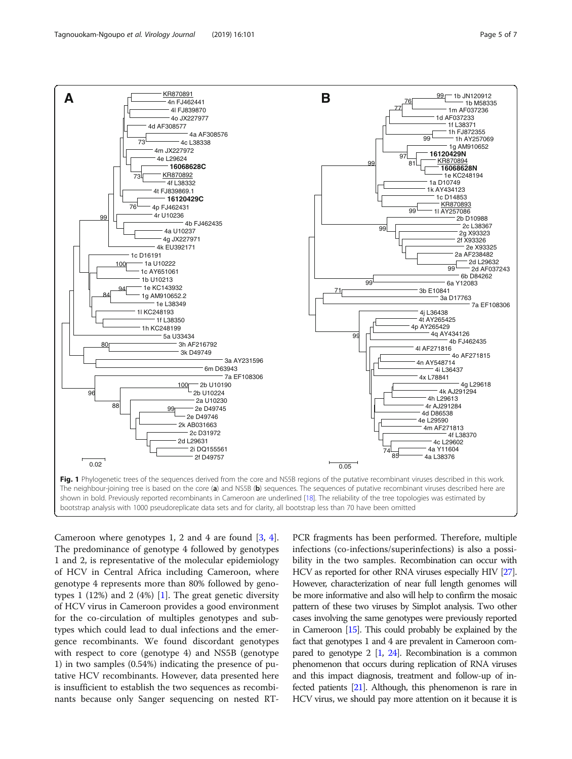**Fig. 1** Phylogenetic trees of the sequences derived from the core and NS5B regions of the putative recombinant viruses described in this work. The neighbour-joining tree is based on the core (**a**) and NS5B (**b**) sequences. The sequences of putative recombinant viruses described here are shown in bold. Previously reported recombinants in Cameroon are underlined [18]. The reliability of the tree topologies was estimated by bootstrap analysis with 1000 pseudoreplicate data sets and for clarity, all bootstrap less than 70 have been omitted

Cameroon where genotypes 1, 2 and 4 are found [3, 4]. The predominance of genotype 4 followed by genotypes 1 and 2, is representative of the molecular epidemiology of HCV in Central Africa including Cameroon, where genotype 4 represents more than 80% followed by genotypes 1 (12%) and 2 (4%) [1]. The great genetic diversity of HCV virus in Cameroon provides a good environment for the co-circulation of multiples genotypes and subtypes which could lead to dual infections and the emergence recombinants. We found discordant genotypes with respect to core (genotype 4) and NS5B (genotype 1) in two samples (0.54%) indicating the presence of putative HCV recombinants. However, data presented here is insufficient to establish the two sequences as recombinants because only Sanger sequencing on nested RT-PCR fragments has been performed. Therefore, multiple infections (co-infections/superinfections) is also a possibility in the two samples. Recombination can occur with HCV as reported for other RNA viruses especially HIV [27]. However, characterization of near full length genomes will be more informative and also will help to confirm the mosaic pattern of these two viruses by Simplot analysis. Two other cases involving the same genotypes were previously reported in Cameroon [15]. This could probably be explained by the fact that genotypes 1 and 4 are prevalent in Cameroon compared to genotype 2 [1, 24]. Recombination is a common phenomenon that occurs during replication of RNA viruses and this impact diagnosis, treatment and follow-up of infected patients [21]. Although, this phenomenon is rare in HCV virus, we should pay more attention on it because it is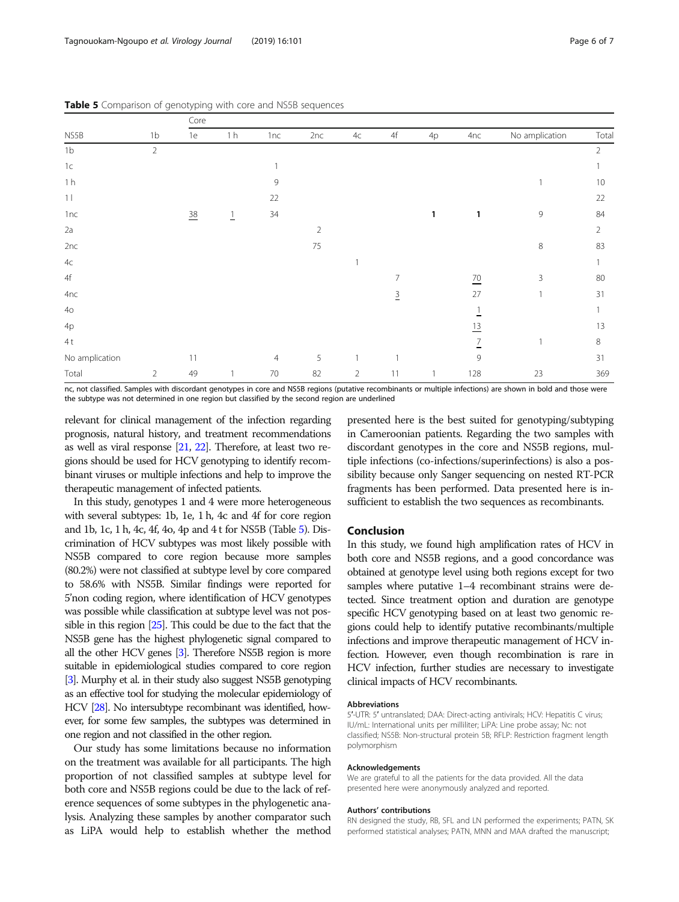**Table 5** Comparison of genotyping with core and NS5B sequences

| | Core | | | | | | | | | | |
|---|---|---|---|---|---|---|---|---|---|---|---|
| NS5B | 1b | 1e | 1 h | 1nc | 2nc | 4c | 4f | 4p | 4nc | No amplication | Total |
| 1b | 2 | | | | | | | | | | 2 |
| 1c | | | | 1 | | | | | | | 1 |
| 1 h | | | | 9 | | | | | | 1 | 10 |
| 1 l | | | | 22 | | | | | | | 22 |
| 1nc | | <u>38</u> | <u>1</u> | 34 | | | | **1** | **1** | 9 | 84 |
| 2a | | | | | 2 | | | | | | 2 |
| 2nc | | | | | 75 | | | | | 8 | 83 |
| 4c | | | | | | 1 | | | | | 1 |
| 4f | | | | | | | 7 | | <u>70</u> | 3 | 80 |
| 4nc | | | | | | | <u>3</u> | | 27 | 1 | 31 |
| 4o | | | | | | | | | <u>1</u> | | 1 |
| 4p | | | | | | | | | <u>13</u> | | 13 |
| 4 t | | | | | | | | | <u>7</u> | 1 | 8 |
| No amplication | | 11 | | 4 | 5 | 1 | 1 | | 9 | | 31 |
| Total | 2 | 49 | 1 | 70 | 82 | 2 | 11 | 1 | 128 | 23 | 369 |

nc, not classified. Samples with discordant genotypes in core and NS5B regions (putative recombinants or multiple infections) are shown in bold and those were the subtype was not determined in one region but classified by the second region are underlined

relevant for clinical management of the infection regarding prognosis, natural history, and treatment recommendations as well as viral response [21, 22]. Therefore, at least two regions should be used for HCV genotyping to identify recombinant viruses or multiple infections and help to improve the therapeutic management of infected patients.

In this study, genotypes 1 and 4 were more heterogeneous with several subtypes: 1b, 1e, 1 h, 4c and 4f for core region and 1b, 1c, 1 h, 4c, 4f, 4o, 4p and 4 t for NS5B (Table 5). Discrimination of HCV subtypes was most likely possible with NS5B compared to core region because more samples (80.2%) were not classified at subtype level by core compared to 58.6% with NS5B. Similar findings were reported for 5'non coding region, where identification of HCV genotypes was possible while classification at subtype level was not possible in this region [25]. This could be due to the fact that the NS5B gene has the highest phylogenetic signal compared to all the other HCV genes [3]. Therefore NS5B region is more suitable in epidemiological studies compared to core region [3]. Murphy et al. in their study also suggest NS5B genotyping as an effective tool for studying the molecular epidemiology of HCV [28]. No intersubtype recombinant was identified, however, for some few samples, the subtypes was determined in one region and not classified in the other region.

Our study has some limitations because no information on the treatment was available for all participants. The high proportion of not classified samples at subtype level for both core and NS5B regions could be due to the lack of reference sequences of some subtypes in the phylogenetic analysis. Analyzing these samples by another comparator such as LiPA would help to establish whether the method presented here is the best suited for genotyping/subtyping in Cameroonian patients. Regarding the two samples with discordant genotypes in the core and NS5B regions, multiple infections (co-infections/superinfections) is also a possibility because only Sanger sequencing on nested RT-PCR fragments has been performed. Data presented here is insufficient to establish the two sequences as recombinants.

## Conclusion

In this study, we found high amplification rates of HCV in both core and NS5B regions, and a good concordance was obtained at genotype level using both regions except for two samples where putative 1–4 recombinant strains were detected. Since treatment option and duration are genotype specific HCV genotyping based on at least two genomic regions could help to identify putative recombinants/multiple infections and improve therapeutic management of HCV infection. However, even though recombination is rare in HCV infection, further studies are necessary to investigate clinical impacts of HCV recombinants.

### Abbreviations

5'-UTR: 5' untranslated; DAA: Direct-acting antivirals; HCV: Hepatitis C virus; IU/mL: International units per milliliter; LiPA: Line probe assay; Nc: not classified; NS5B: Non-structural protein 5B; RFLP: Restriction fragment length polymorphism

### Acknowledgements

We are grateful to all the patients for the data provided. All the data presented here were anonymously analyzed and reported.

### Authors' contributions

RN designed the study, RB, SFL and LN performed the experiments; PATN, SK performed statistical analyses; PATN, MNN and MAA drafted the manuscript;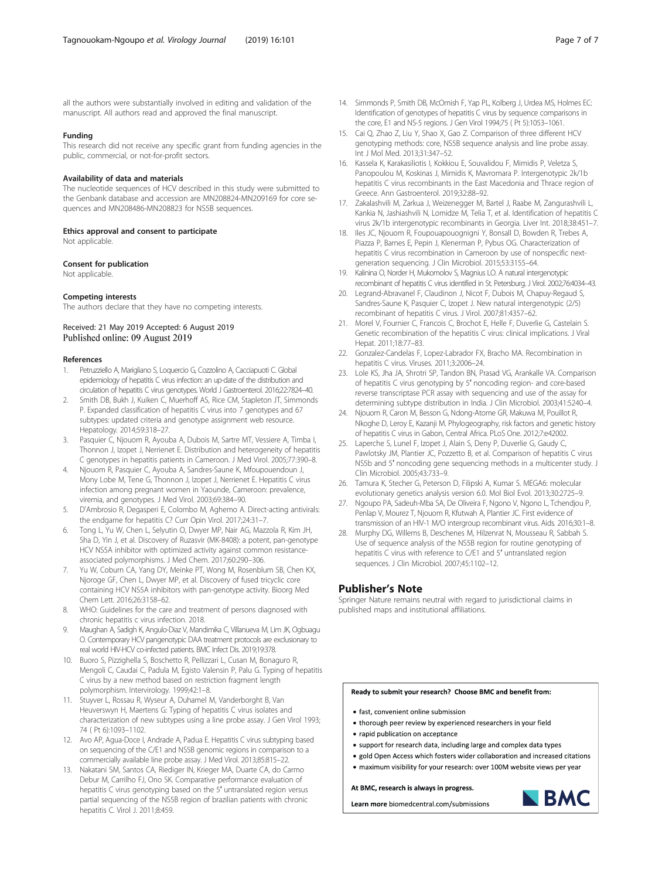all the authors were substantially involved in editing and validation of the manuscript. All authors read and approved the final manuscript.

### Funding

This research did not receive any specific grant from funding agencies in the public, commercial, or not-for-profit sectors.

### Availability of data and materials

The nucleotide sequences of HCV described in this study were submitted to the Genbank database and accession are MN208824-MN209169 for core sequences and MN208486-MN208823 for NS5B sequences.

### Ethics approval and consent to participate

Not applicable.

### Consent for publication

Not applicable.

### Competing interests

The authors declare that they have no competing interests.

Received: 21 May 2019 Accepted: 6 August 2019
Published online: 09 August 2019

### References

1. Petruzziello A, Marigliano S, Loquercio G, Cozzolino A, Cacciapuoti C. Global epidemiology of hepatitis C virus infection: an up-date of the distribution and circulation of hepatitis C virus genotypes. World J Gastroenterol. 2016;22:7824–40.
2. Smith DB, Bukh J, Kuiken C, Muerhoff AS, Rice CM, Stapleton JT, Simmonds P. Expanded classification of hepatitis C virus into 7 genotypes and 67 subtypes: updated criteria and genotype assignment web resource. Hepatology. 2014;59:318–27.
3. Pasquier C, Njouom R, Ayouba A, Dubois M, Sartre MT, Vessiere A, Timba I, Thonnon J, Izopet J, Nerrienet E. Distribution and heterogeneity of hepatitis C genotypes in hepatitis patients in Cameroon. J Med Virol. 2005;77:390–8.
4. Njouom R, Pasquier C, Ayouba A, Sandres-Saune K, Mfoupouendoun J, Mony Lobe M, Tene G, Thonnon J, Izopet J, Nerrienet E. Hepatitis C virus infection among pregnant women in Yaounde, Cameroon: prevalence, viremia, and genotypes. J Med Virol. 2003;69:384–90.
5. D'Ambrosio R, Degasperi E, Colombo M, Aghemo A. Direct-acting antivirals: the endgame for hepatitis C? Curr Opin Virol. 2017;24:31–7.
6. Tong L, Yu W, Chen L, Selyutin O, Dwyer MP, Nair AG, Mazzola R, Kim JH, Sha D, Yin J, et al. Discovery of Ruzasvir (MK-8408): a potent, pan-genotype HCV NS5A inhibitor with optimized activity against common resistance-associated polymorphisms. J Med Chem. 2017;60:290–306.
7. Yu W, Coburn CA, Yang DY, Meinke PT, Wong M, Rosenblum SB, Chen KX, Njoroge GF, Chen L, Dwyer MP, et al. Discovery of fused tricyclic core containing HCV NS5A inhibitors with pan-genotype activity. Bioorg Med Chem Lett. 2016;26:3158–62.
8. WHO: Guidelines for the care and treatment of persons diagnosed with chronic hepatitis c virus infection. 2018.
9. Maughan A, Sadigh K, Angulo-Diaz V, Mandimika C, Villanueva M, Lim JK, Ogbuagu O. Contemporary HCV pangenotypic DAA treatment protocols are exclusionary to real world HIV-HCV co-infected patients. BMC Infect Dis. 2019;19:378.
10. Buoro S, Pizzighella S, Boschetto R, Pellizzari L, Cusan M, Bonaguro R, Mengoli C, Caudai C, Padula M, Egisto Valensin P, Palu G. Typing of hepatitis C virus by a new method based on restriction fragment length polymorphism. Intervirology. 1999;42:1–8.
11. Stuyver L, Rossau R, Wyseur A, Duhamel M, Vanderborght B, Van Heuverswyn H, Maertens G: Typing of hepatitis C virus isolates and characterization of new subtypes using a line probe assay. J Gen Virol 1993; 74 ( Pt 6):1093–1102.
12. Avo AP, Agua-Doce I, Andrade A, Padua E. Hepatitis C virus subtyping based on sequencing of the C/E1 and NS5B genomic regions in comparison to a commercially available line probe assay. J Med Virol. 2013;85:815–22.
13. Nakatani SM, Santos CA, Riediger IN, Krieger MA, Duarte CA, do Carmo Debur M, Carrilho FJ, Ono SK. Comparative performance evaluation of hepatitis C virus genotyping based on the 5′ untranslated region versus partial sequencing of the NS5B region of brazilian patients with chronic hepatitis C. Virol J. 2011;8:459.
14. Simmonds P, Smith DB, McOmish F, Yap PL, Kolberg J, Urdea MS, Holmes EC: Identification of genotypes of hepatitis C virus by sequence comparisons in the core, E1 and NS-5 regions. J Gen Virol 1994;75 ( Pt 5):1053–1061.
15. Cai Q, Zhao Z, Liu Y, Shao X, Gao Z. Comparison of three different HCV genotyping methods: core, NS5B sequence analysis and line probe assay. Int J Mol Med. 2013;31:347–52.
16. Kassela K, Karakasiliotis I, Kokkiou E, Souvalidou F, Mimidis P, Veletza S, Panopoulou M, Koskinas J, Mimidis K, Mavromara P. Intergenotypic 2k/1b hepatitis C virus recombinants in the East Macedonia and Thrace region of Greece. Ann Gastroenterol. 2019;32:88–92.
17. Zakalashvili M, Zarkua J, Weizenegger M, Bartel J, Raabe M, Zangurashvili L, Kankia N, Jashiashvili N, Lomidze M, Telia T, et al. Identification of hepatitis C virus 2k/1b intergenotypic recombinants in Georgia. Liver Int. 2018;38:451–7.
18. Iles JC, Njouom R, Foupouapouognigni Y, Bonsall D, Bowden R, Trebes A, Piazza P, Barnes E, Pepin J, Klenerman P, Pybus OG. Characterization of hepatitis C virus recombination in Cameroon by use of nonspecific next-generation sequencing. J Clin Microbiol. 2015;53:3155–64.
19. Kalinina O, Norder H, Mukomolov S, Magnius LO. A natural intergenotypic recombinant of hepatitis C virus identified in St. Petersburg. J Virol. 2002;76:4034–43.
20. Legrand-Abravanel F, Claudinon J, Nicot F, Dubois M, Chapuy-Regaud S, Sandres-Saune K, Pasquier C, Izopet J. New natural intergenotypic (2/5) recombinant of hepatitis C virus. J Virol. 2007;81:4357–62.
21. Morel V, Fournier C, Francois C, Brochot E, Helle F, Duverlie G, Castelain S. Genetic recombination of the hepatitis C virus: clinical implications. J Viral Hepat. 2011;18:77–83.
22. Gonzalez-Candelas F, Lopez-Labrador FX, Bracho MA. Recombination in hepatitis C virus. Viruses. 2011;3:2006–24.
23. Lole KS, Jha JA, Shrotri SP, Tandon BN, Prasad VG, Arankalle VA. Comparison of hepatitis C virus genotyping by 5′ noncoding region- and core-based reverse transcriptase PCR assay with sequencing and use of the assay for determining subtype distribution in India. J Clin Microbiol. 2003;41:5240–4.
24. Njouom R, Caron M, Besson G, Ndong-Atome GR, Makuwa M, Pouillot R, Nkoghe D, Leroy E, Kazanji M. Phylogeography, risk factors and genetic history of hepatitis C virus in Gabon, Central Africa. PLoS One. 2012;7:e42002.
25. Laperche S, Lunel F, Izopet J, Alain S, Deny P, Duverlie G, Gaudy C, Pawlotsky JM, Plantier JC, Pozzetto B, et al. Comparison of hepatitis C virus NS5b and 5′ noncoding gene sequencing methods in a multicenter study. J Clin Microbiol. 2005;43:733–9.
26. Tamura K, Stecher G, Peterson D, Filipski A, Kumar S. MEGA6: molecular evolutionary genetics analysis version 6.0. Mol Biol Evol. 2013;30:2725–9.
27. Ngoupo PA, Sadeuh-Mba SA, De Oliveira F, Ngono V, Ngono L, Tchendjou P, Penlap V, Mourez T, Njouom R, Kfutwah A, Plantier JC. First evidence of transmission of an HIV-1 M/O intergroup recombinant virus. Aids. 2016;30:1–8.
28. Murphy DG, Willems B, Deschenes M, Hilzenrat N, Mousseau R, Sabbah S. Use of sequence analysis of the NS5B region for routine genotyping of hepatitis C virus with reference to C/E1 and 5′ untranslated region sequences. J Clin Microbiol. 2007;45:1102–12.

## Publisher's Note

Springer Nature remains neutral with regard to jurisdictional claims in published maps and institutional affiliations.

**Ready to submit your research? Choose BMC and benefit from:**

- fast, convenient online submission
- thorough peer review by experienced researchers in your field
- rapid publication on acceptance
- support for research data, including large and complex data types
- gold Open Access which fosters wider collaboration and increased citations
- maximum visibility for your research: over 100M website views per year

**At BMC, research is always in progress.**

**Learn more** biomedcentral.com/submissions

BMC